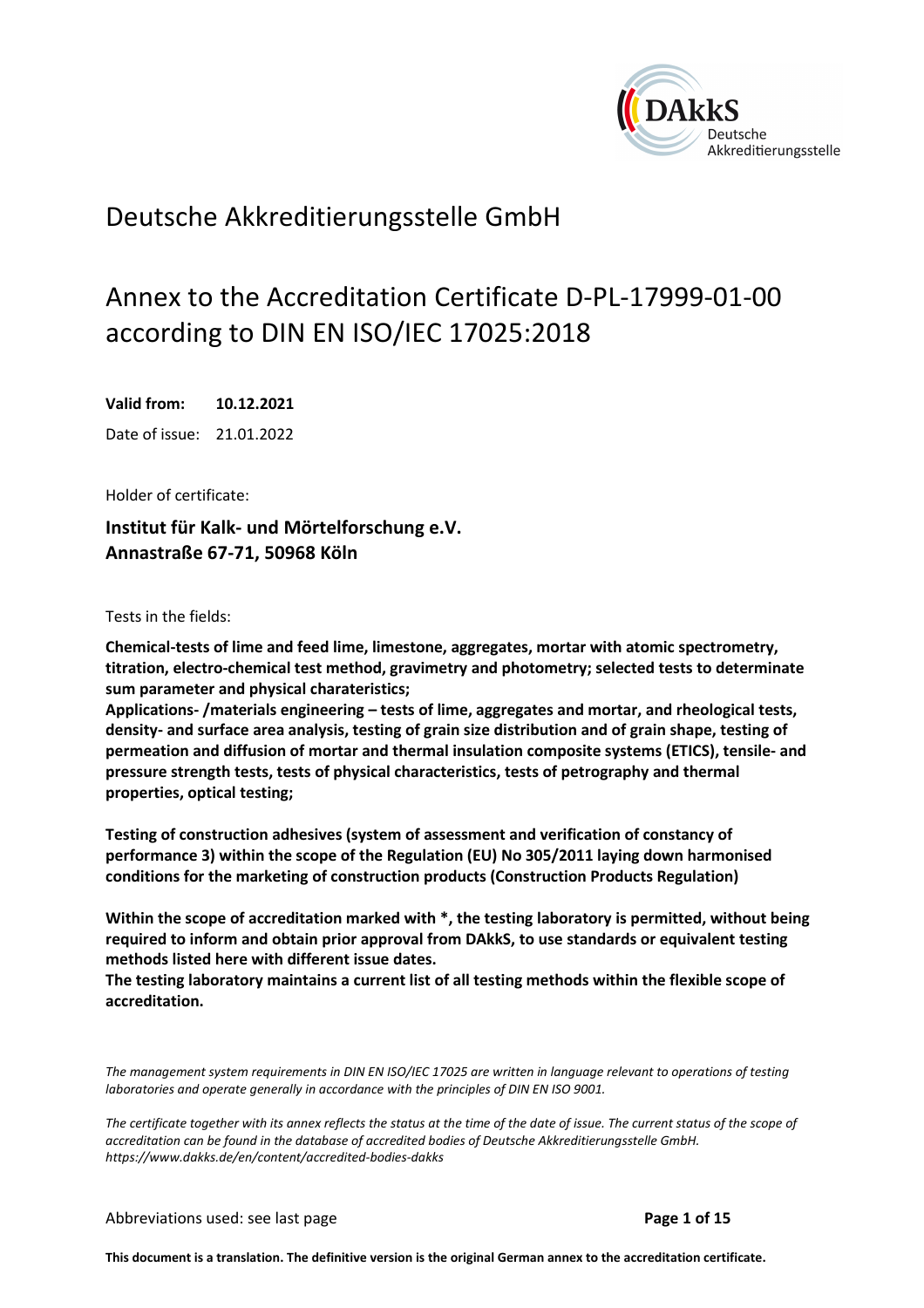# Deutsche Akkreditierungsstelle GmbH

## Annex to the Accreditation Certificate D-PL-17999-01-00 according to DIN EN ISO/IEC 17025:2018

**Valid from: 10.12.2021**

Date of issue: 21.01.2022

Holder of certificate:

**Institut für Kalk- und Mörtelforschung e.V.**
**Annastraße 67-71, 50968 Köln**

Tests in the fields:

**Chemical-tests of lime and feed lime, limestone, aggregates, mortar with atomic spectrometry, titration, electro-chemical test method, gravimetry and photometry; selected tests to determinate sum parameter and physical charateristics;**
**Applications- /materials engineering – tests of lime, aggregates and mortar, and rheological tests, density- and surface area analysis, testing of grain size distribution and of grain shape, testing of permeation and diffusion of mortar and thermal insulation composite systems (ETICS), tensile- and pressure strength tests, tests of physical characteristics, tests of petrography and thermal properties, optical testing;**

**Testing of construction adhesives (system of assessment and verification of constancy of performance 3) within the scope of the Regulation (EU) No 305/2011 laying down harmonised conditions for the marketing of construction products (Construction Products Regulation)**

**Within the scope of accreditation marked with *, the testing laboratory is permitted, without being required to inform and obtain prior approval from DAkkS, to use standards or equivalent testing methods listed here with different issue dates.**
**The testing laboratory maintains a current list of all testing methods within the flexible scope of accreditation.**

*The management system requirements in DIN EN ISO/IEC 17025 are written in language relevant to operations of testing laboratories and operate generally in accordance with the principles of DIN EN ISO 9001.*

*The certificate together with its annex reflects the status at the time of the date of issue. The current status of the scope of accreditation can be found in the database of accredited bodies of Deutsche Akkreditierungsstelle GmbH. https://www.dakks.de/en/content/accredited-bodies-dakks*

Abbreviations used: see last page

**This document is a translation. The definitive version is the original German annex to the accreditation certificate.**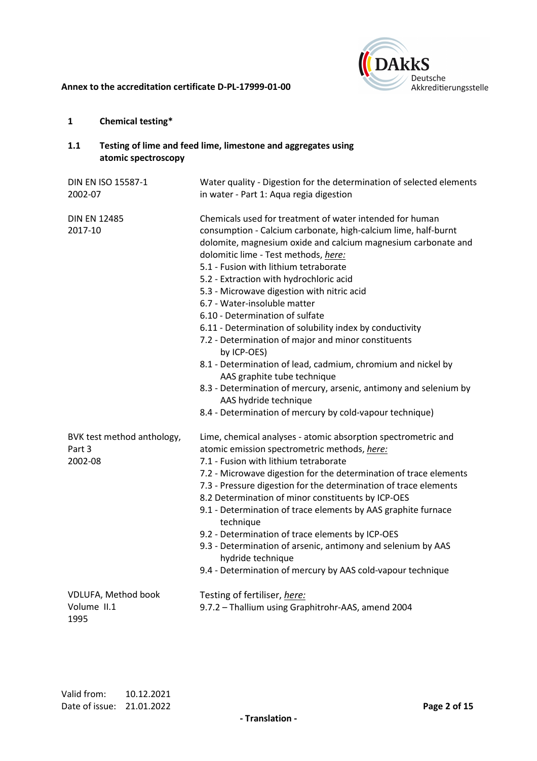## 1 Chemical testing*

### 1.1 Testing of lime and feed lime, limestone and aggregates using atomic spectroscopy

| | |
|---|---|
| DIN EN ISO 15587-1<br>2002-07 | Water quality - Digestion for the determination of selected elements in water - Part 1: Aqua regia digestion |
| DIN EN 12485<br>2017-10 | Chemicals used for treatment of water intended for human consumption - Calcium carbonate, high-calcium lime, half-burnt dolomite, magnesium oxide and calcium magnesium carbonate and dolomitic lime - Test methods, *here:*<br>5.1 - Fusion with lithium tetraborate<br>5.2 - Extraction with hydrochloric acid<br>5.3 - Microwave digestion with nitric acid<br>6.7 - Water-insoluble matter<br>6.10 - Determination of sulfate<br>6.11 - Determination of solubility index by conductivity<br>7.2 - Determination of major and minor constituents by ICP-OES)<br>8.1 - Determination of lead, cadmium, chromium and nickel by AAS graphite tube technique<br>8.3 - Determination of mercury, arsenic, antimony and selenium by AAS hydride technique<br>8.4 - Determination of mercury by cold-vapour technique) |
| BVK test method anthology, Part 3<br>2002-08 | Lime, chemical analyses - atomic absorption spectrometric and atomic emission spectrometric methods, *here:*<br>7.1 - Fusion with lithium tetraborate<br>7.2 - Microwave digestion for the determination of trace elements<br>7.3 - Pressure digestion for the determination of trace elements<br>8.2 Determination of minor constituents by ICP-OES<br>9.1 - Determination of trace elements by AAS graphite furnace technique<br>9.2 - Determination of trace elements by ICP-OES<br>9.3 - Determination of arsenic, antimony and selenium by AAS hydride technique<br>9.4 - Determination of mercury by AAS cold-vapour technique |
| VDLUFA, Method book Volume II.1<br>1995 | Testing of fertiliser, *here:*<br>9.7.2 – Thallium using Graphitrohr-AAS, amend 2004 |

Valid from: 10.12.2021
Date of issue: 21.01.2022

- Translation -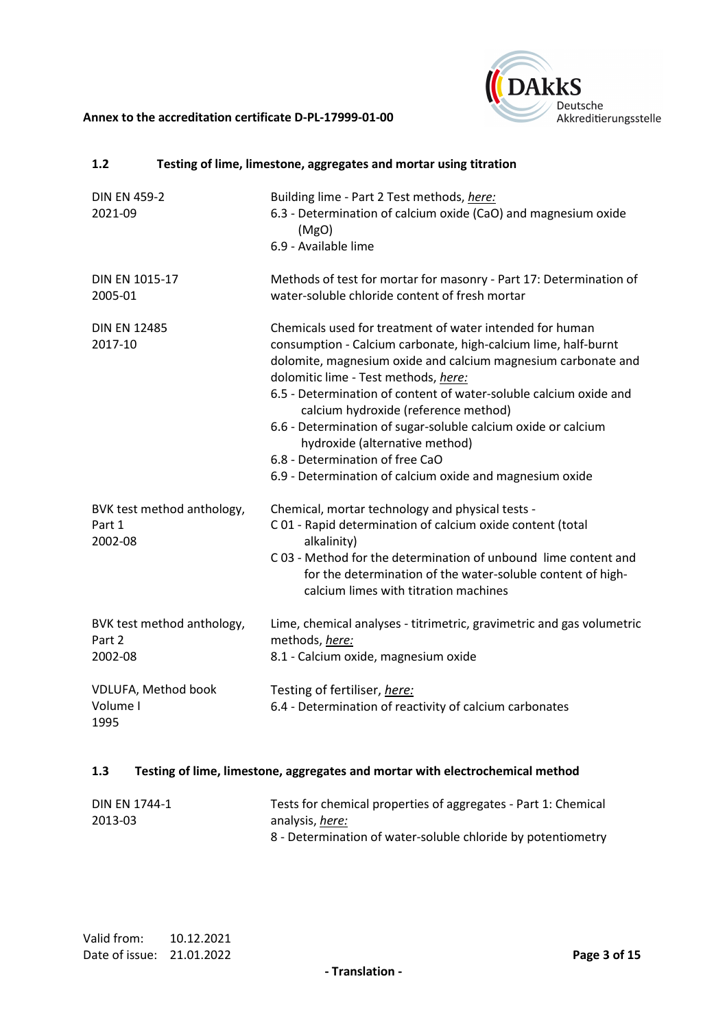### 1.2 Testing of lime, limestone, aggregates and mortar using titration

| | |
|---|---|
| DIN EN 459-2<br>2021-09 | Building lime - Part 2 Test methods, *here:*<br>6.3 - Determination of calcium oxide (CaO) and magnesium oxide (MgO)<br>6.9 - Available lime |
| DIN EN 1015-17<br>2005-01 | Methods of test for mortar for masonry - Part 17: Determination of water-soluble chloride content of fresh mortar |
| DIN EN 12485<br>2017-10 | Chemicals used for treatment of water intended for human consumption - Calcium carbonate, high-calcium lime, half-burnt dolomite, magnesium oxide and calcium magnesium carbonate and dolomitic lime - Test methods, *here:*<br>6.5 - Determination of content of water-soluble calcium oxide and calcium hydroxide (reference method)<br>6.6 - Determination of sugar-soluble calcium oxide or calcium hydroxide (alternative method)<br>6.8 - Determination of free CaO<br>6.9 - Determination of calcium oxide and magnesium oxide |
| BVK test method anthology, Part 1<br>2002-08 | Chemical, mortar technology and physical tests -<br>C 01 - Rapid determination of calcium oxide content (total alkalinity)<br>C 03 - Method for the determination of unbound lime content and for the determination of the water-soluble content of high-calcium limes with titration machines |
| BVK test method anthology, Part 2<br>2002-08 | Lime, chemical analyses - titrimetric, gravimetric and gas volumetric methods, *here:*<br>8.1 - Calcium oxide, magnesium oxide |
| VDLUFA, Method book Volume I<br>1995 | Testing of fertiliser, *here:*<br>6.4 - Determination of reactivity of calcium carbonates |

### 1.3 Testing of lime, limestone, aggregates and mortar with electrochemical method

| | |
|---|---|
| DIN EN 1744-1<br>2013-03 | Tests for chemical properties of aggregates - Part 1: Chemical analysis, *here:*<br>8 - Determination of water-soluble chloride by potentiometry |

Valid from: 10.12.2021
Date of issue: 21.01.2022

- Translation -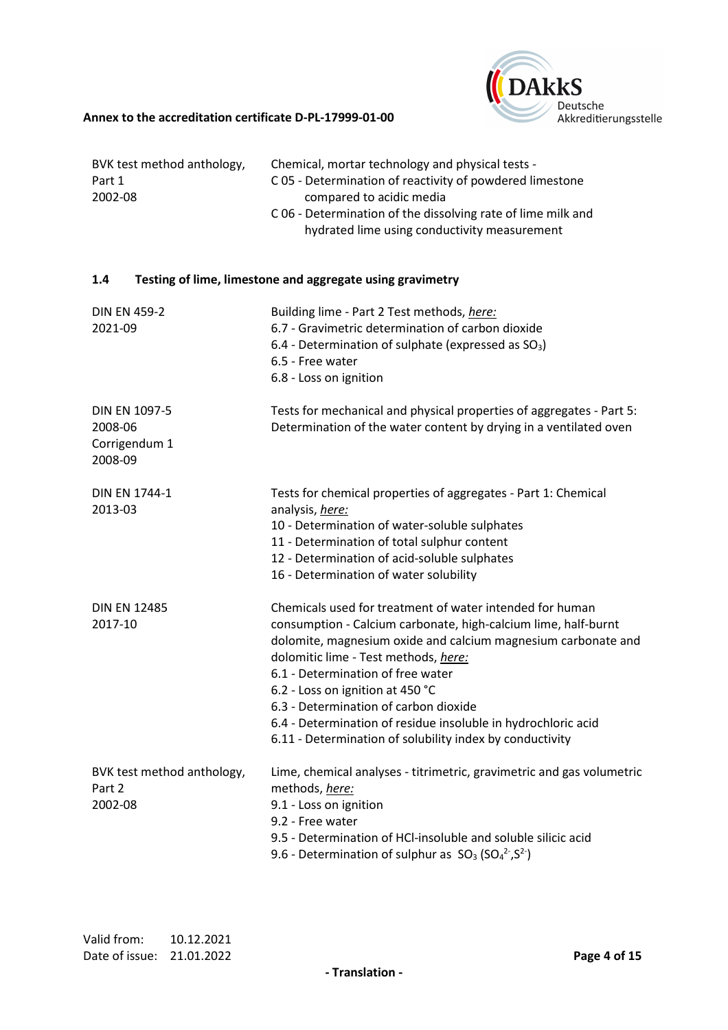| | |
|---|---|
| BVK test method anthology, Part 1 2002-08 | Chemical, mortar technology and physical tests - C 05 - Determination of reactivity of powdered limestone compared to acidic media C 06 - Determination of the dissolving rate of lime milk and hydrated lime using conductivity measurement |

### 1.4 Testing of lime, limestone and aggregate using gravimetry

| | |
|---|---|
| DIN EN 459-2 2021-09 | Building lime - Part 2 Test methods, *here:* 6.7 - Gravimetric determination of carbon dioxide 6.4 - Determination of sulphate (expressed as $SO_3$) 6.5 - Free water 6.8 - Loss on ignition |
| DIN EN 1097-5 2008-06 Corrigendum 1 2008-09 | Tests for mechanical and physical properties of aggregates - Part 5: Determination of the water content by drying in a ventilated oven |
| DIN EN 1744-1 2013-03 | Tests for chemical properties of aggregates - Part 1: Chemical analysis, *here:* 10 - Determination of water-soluble sulphates 11 - Determination of total sulphur content 12 - Determination of acid-soluble sulphates 16 - Determination of water solubility |
| DIN EN 12485 2017-10 | Chemicals used for treatment of water intended for human consumption - Calcium carbonate, high-calcium lime, half-burnt dolomite, magnesium oxide and calcium magnesium carbonate and dolomitic lime - Test methods, *here:* 6.1 - Determination of free water 6.2 - Loss on ignition at 450 °C 6.3 - Determination of carbon dioxide 6.4 - Determination of residue insoluble in hydrochloric acid 6.11 - Determination of solubility index by conductivity |
| BVK test method anthology, Part 2 2002-08 | Lime, chemical analyses - titrimetric, gravimetric and gas volumetric methods, *here:* 9.1 - Loss on ignition 9.2 - Free water 9.5 - Determination of HCl-insoluble and soluble silicic acid 9.6 - Determination of sulphur as $SO_3$ ($SO_4^{2-}$, $S^{2-}$) |

Valid from: 10.12.2021
Date of issue: 21.01.2022

\- Translation -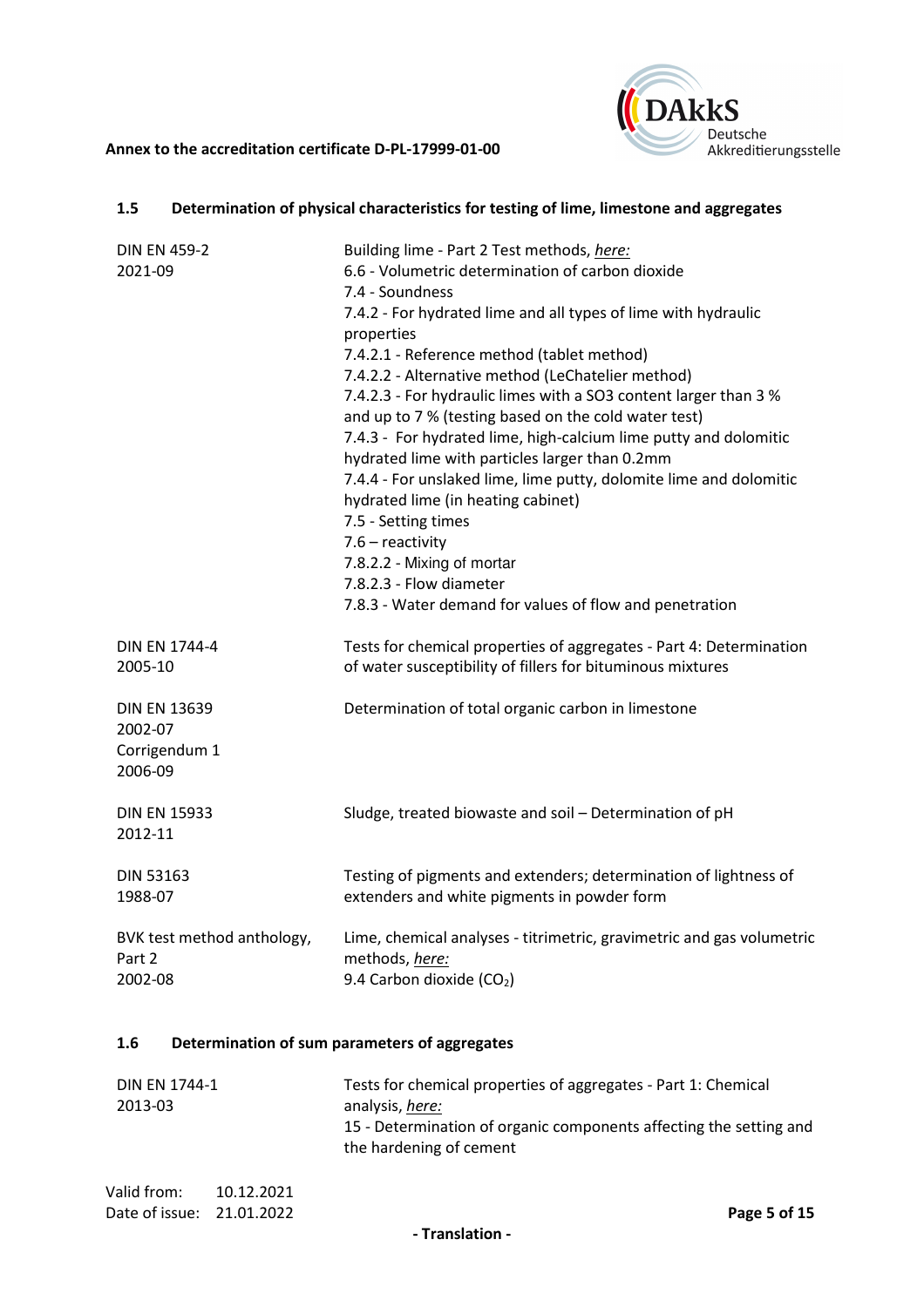### 1.5 Determination of physical characteristics for testing of lime, limestone and aggregates

| | |
|---|---|
| DIN EN 459-2<br>2021-09 | Building lime - Part 2 Test methods, *here:*<br>6.6 - Volumetric determination of carbon dioxide<br>7.4 - Soundness<br>7.4.2 - For hydrated lime and all types of lime with hydraulic properties<br>7.4.2.1 - Reference method (tablet method)<br>7.4.2.2 - Alternative method (LeChatelier method)<br>7.4.2.3 - For hydraulic limes with a SO3 content larger than 3 % and up to 7 % (testing based on the cold water test)<br>7.4.3 - For hydrated lime, high-calcium lime putty and dolomitic hydrated lime with particles larger than 0.2mm<br>7.4.4 - For unslaked lime, lime putty, dolomite lime and dolomitic hydrated lime (in heating cabinet)<br>7.5 - Setting times<br>7.6 – reactivity<br>7.8.2.2 - Mixing of mortar<br>7.8.2.3 - Flow diameter<br>7.8.3 - Water demand for values of flow and penetration |
| DIN EN 1744-4<br>2005-10 | Tests for chemical properties of aggregates - Part 4: Determination of water susceptibility of fillers for bituminous mixtures |
| DIN EN 13639<br>2002-07<br>Corrigendum 1<br>2006-09 | Determination of total organic carbon in limestone |
| DIN EN 15933<br>2012-11 | Sludge, treated biowaste and soil – Determination of pH |
| DIN 53163<br>1988-07 | Testing of pigments and extenders; determination of lightness of extenders and white pigments in powder form |
| BVK test method anthology, Part 2<br>2002-08 | Lime, chemical analyses - titrimetric, gravimetric and gas volumetric methods, *here:*<br>9.4 Carbon dioxide ($CO_2$) |

### 1.6 Determination of sum parameters of aggregates

| | |
|---|---|
| DIN EN 1744-1<br>2013-03 | Tests for chemical properties of aggregates - Part 1: Chemical analysis, *here:*<br>15 - Determination of organic components affecting the setting and the hardening of cement |

Valid from: 10.12.2021
Date of issue: 21.01.2022

- Translation -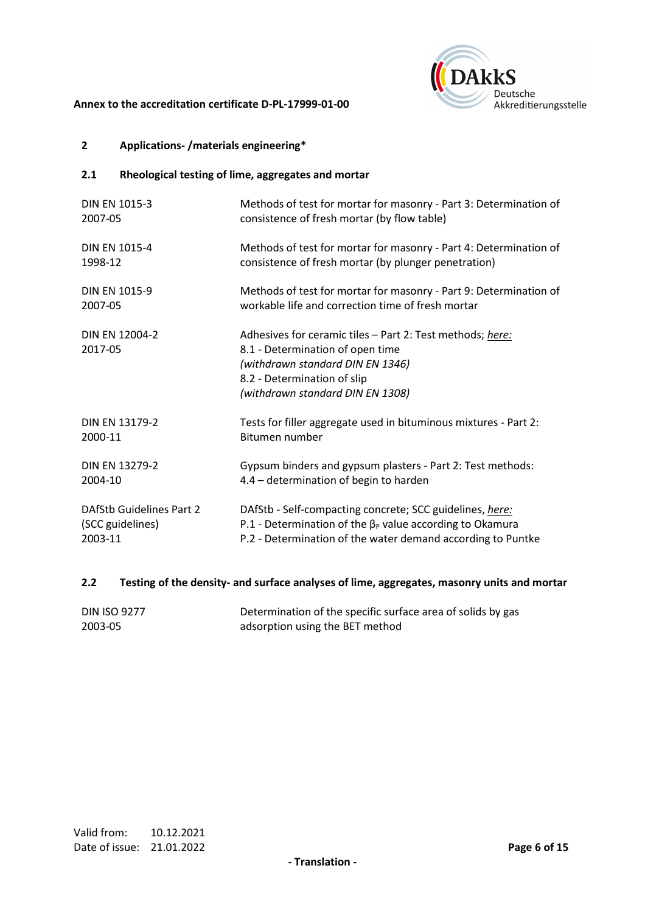## 2 Applications- /materials engineering*

### 2.1 Rheological testing of lime, aggregates and mortar

| Standard | Title |
|---|---|
| DIN EN 1015-3<br>2007-05 | Methods of test for mortar for masonry - Part 3: Determination of consistence of fresh mortar (by flow table) |
| DIN EN 1015-4<br>1998-12 | Methods of test for mortar for masonry - Part 4: Determination of consistence of fresh mortar (by plunger penetration) |
| DIN EN 1015-9<br>2007-05 | Methods of test for mortar for masonry - Part 9: Determination of workable life and correction time of fresh mortar |
| DIN EN 12004-2<br>2017-05 | Adhesives for ceramic tiles – Part 2: Test methods; *here:*<br>8.1 - Determination of open time<br>*(withdrawn standard DIN EN 1346)*<br>8.2 - Determination of slip<br>*(withdrawn standard DIN EN 1308)* |
| DIN EN 13179-2<br>2000-11 | Tests for filler aggregate used in bituminous mixtures - Part 2: Bitumen number |
| DIN EN 13279-2<br>2004-10 | Gypsum binders and gypsum plasters - Part 2: Test methods:<br>4.4 – determination of begin to harden |
| DAfStb Guidelines Part 2<br>(SCC guidelines)<br>2003-11 | DAfStb - Self-compacting concrete; SCC guidelines, *here:*<br>P.1 - Determination of the $\beta_P$ value according to Okamura<br>P.2 - Determination of the water demand according to Puntke |

### 2.2 Testing of the density- and surface analyses of lime, aggregates, masonry units and mortar

| Standard | Title |
|---|---|
| DIN ISO 9277<br>2003-05 | Determination of the specific surface area of solids by gas adsorption using the BET method |

Valid from: 10.12.2021
Date of issue: 21.01.2022

- Translation -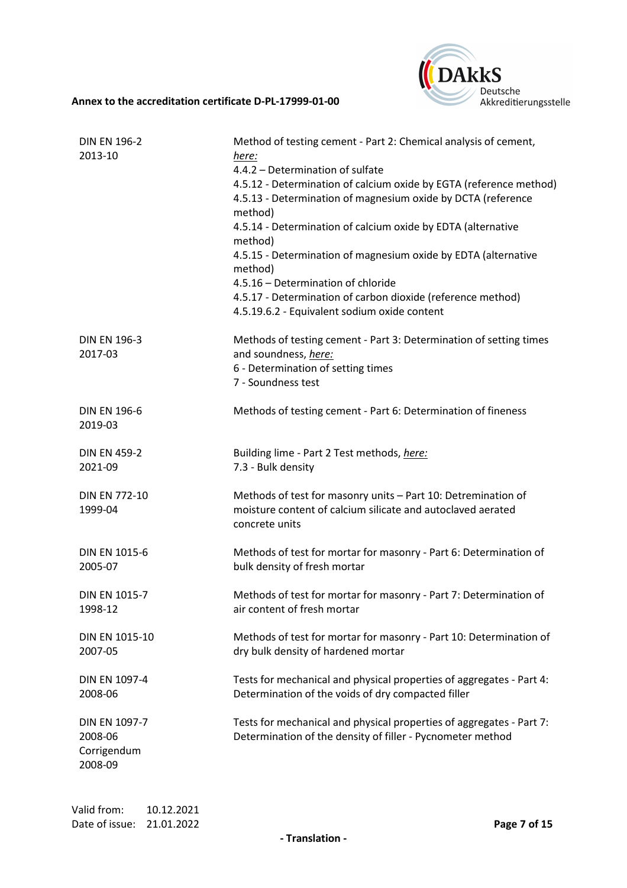| | |
|---|---|
| DIN EN 196-2<br>2013-10 | Method of testing cement - Part 2: Chemical analysis of cement, *here:*<br>4.4.2 – Determination of sulfate<br>4.5.12 - Determination of calcium oxide by EGTA (reference method)<br>4.5.13 - Determination of magnesium oxide by DCTA (reference method)<br>4.5.14 - Determination of calcium oxide by EDTA (alternative method)<br>4.5.15 - Determination of magnesium oxide by EDTA (alternative method)<br>4.5.16 – Determination of chloride<br>4.5.17 - Determination of carbon dioxide (reference method)<br>4.5.19.6.2 - Equivalent sodium oxide content |
| DIN EN 196-3<br>2017-03 | Methods of testing cement - Part 3: Determination of setting times and soundness, *here:*<br>6 - Determination of setting times<br>7 - Soundness test |
| DIN EN 196-6<br>2019-03 | Methods of testing cement - Part 6: Determination of fineness |
| DIN EN 459-2<br>2021-09 | Building lime - Part 2 Test methods, *here:*<br>7.3 - Bulk density |
| DIN EN 772-10<br>1999-04 | Methods of test for masonry units – Part 10: Detremination of moisture content of calcium silicate and autoclaved aerated concrete units |
| DIN EN 1015-6<br>2005-07 | Methods of test for mortar for masonry - Part 6: Determination of bulk density of fresh mortar |
| DIN EN 1015-7<br>1998-12 | Methods of test for mortar for masonry - Part 7: Determination of air content of fresh mortar |
| DIN EN 1015-10<br>2007-05 | Methods of test for mortar for masonry - Part 10: Determination of dry bulk density of hardened mortar |
| DIN EN 1097-4<br>2008-06 | Tests for mechanical and physical properties of aggregates - Part 4: Determination of the voids of dry compacted filler |
| DIN EN 1097-7<br>2008-06<br>Corrigendum<br>2008-09 | Tests for mechanical and physical properties of aggregates - Part 7: Determination of the density of filler - Pycnometer method |

Valid from: 10.12.2021
Date of issue: 21.01.2022

- Translation -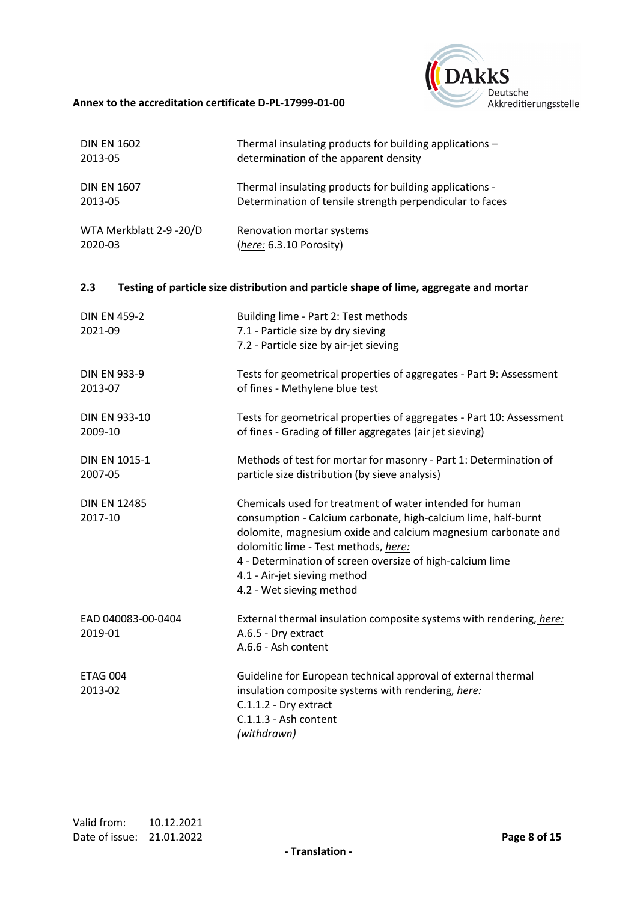| | |
|---|---|
| DIN EN 1602<br>2013-05 | Thermal insulating products for building applications – determination of the apparent density |
| DIN EN 1607<br>2013-05 | Thermal insulating products for building applications - Determination of tensile strength perpendicular to faces |
| WTA Merkblatt 2-9 -20/D<br>2020-03 | Renovation mortar systems<br>(*here:* 6.3.10 Porosity) |

### 2.3 Testing of particle size distribution and particle shape of lime, aggregate and mortar

| | |
|---|---|
| DIN EN 459-2<br>2021-09 | Building lime - Part 2: Test methods<br>7.1 - Particle size by dry sieving<br>7.2 - Particle size by air-jet sieving |
| DIN EN 933-9<br>2013-07 | Tests for geometrical properties of aggregates - Part 9: Assessment of fines - Methylene blue test |
| DIN EN 933-10<br>2009-10 | Tests for geometrical properties of aggregates - Part 10: Assessment of fines - Grading of filler aggregates (air jet sieving) |
| DIN EN 1015-1<br>2007-05 | Methods of test for mortar for masonry - Part 1: Determination of particle size distribution (by sieve analysis) |
| DIN EN 12485<br>2017-10 | Chemicals used for treatment of water intended for human consumption - Calcium carbonate, high-calcium lime, half-burnt dolomite, magnesium oxide and calcium magnesium carbonate and dolomitic lime - Test methods, *here:*<br>4 - Determination of screen oversize of high-calcium lime<br>4.1 - Air-jet sieving method<br>4.2 - Wet sieving method |
| EAD 040083-00-0404<br>2019-01 | External thermal insulation composite systems with rendering, *here:*<br>A.6.5 - Dry extract<br>A.6.6 - Ash content |
| ETAG 004<br>2013-02 | Guideline for European technical approval of external thermal insulation composite systems with rendering, *here:*<br>C.1.1.2 - Dry extract<br>C.1.1.3 - Ash content<br>*(withdrawn)* |

Valid from: 10.12.2021
Date of issue: 21.01.2022

**- Translation -**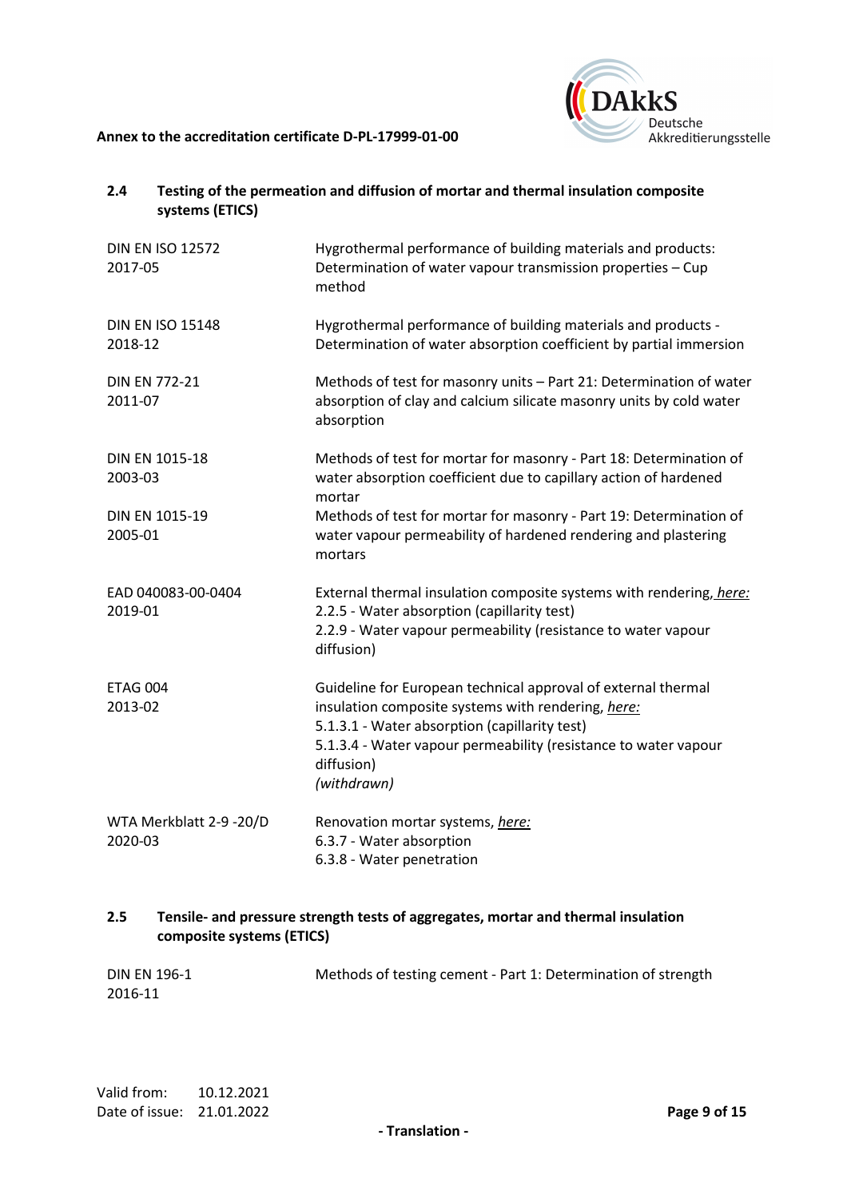### 2.4 Testing of the permeation and diffusion of mortar and thermal insulation composite systems (ETICS)

| | |
|---|---|
| DIN EN ISO 12572<br>2017-05 | Hygrothermal performance of building materials and products: Determination of water vapour transmission properties – Cup method |
| DIN EN ISO 15148<br>2018-12 | Hygrothermal performance of building materials and products - Determination of water absorption coefficient by partial immersion |
| DIN EN 772-21<br>2011-07 | Methods of test for masonry units – Part 21: Determination of water absorption of clay and calcium silicate masonry units by cold water absorption |
| DIN EN 1015-18<br>2003-03 | Methods of test for mortar for masonry - Part 18: Determination of water absorption coefficient due to capillary action of hardened mortar |
| DIN EN 1015-19<br>2005-01 | Methods of test for mortar for masonry - Part 19: Determination of water vapour permeability of hardened rendering and plastering mortars |
| EAD 040083-00-0404<br>2019-01 | External thermal insulation composite systems with rendering, ***here:***<br>2.2.5 - Water absorption (capillarity test)<br>2.2.9 - Water vapour permeability (resistance to water vapour diffusion) |
| ETAG 004<br>2013-02 | Guideline for European technical approval of external thermal insulation composite systems with rendering, *here:*<br>5.1.3.1 - Water absorption (capillarity test)<br>5.1.3.4 - Water vapour permeability (resistance to water vapour diffusion)<br>*(withdrawn)* |
| WTA Merkblatt 2-9 -20/D<br>2020-03 | Renovation mortar systems, *here:*<br>6.3.7 - Water absorption<br>6.3.8 - Water penetration |

### 2.5 Tensile- and pressure strength tests of aggregates, mortar and thermal insulation composite systems (ETICS)

| | |
|---|---|
| DIN EN 196-1<br>2016-11 | Methods of testing cement - Part 1: Determination of strength |

Valid from: 10.12.2021
Date of issue: 21.01.2022

- Translation -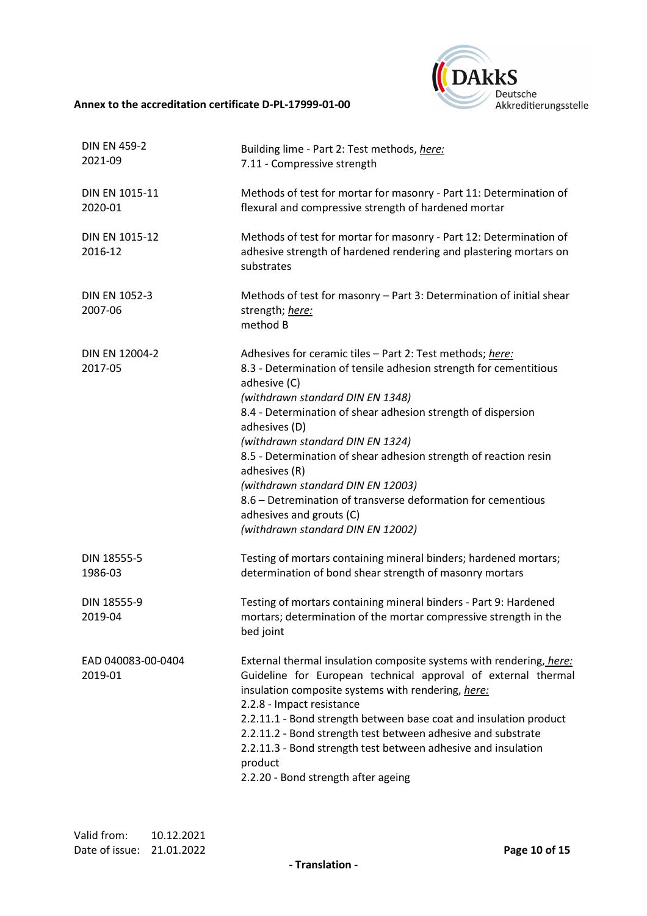| | |
|---|---|
| DIN EN 459-2<br>2021-09 | Building lime - Part 2: Test methods, *here:*<br>7.11 - Compressive strength |
| DIN EN 1015-11<br>2020-01 | Methods of test for mortar for masonry - Part 11: Determination of flexural and compressive strength of hardened mortar |
| DIN EN 1015-12<br>2016-12 | Methods of test for mortar for masonry - Part 12: Determination of adhesive strength of hardened rendering and plastering mortars on substrates |
| DIN EN 1052-3<br>2007-06 | Methods of test for masonry – Part 3: Determination of initial shear strength; *here:*<br>method B |
| DIN EN 12004-2<br>2017-05 | Adhesives for ceramic tiles – Part 2: Test methods; *here:*<br>8.3 - Determination of tensile adhesion strength for cementitious adhesive (C)<br>*(withdrawn standard DIN EN 1348)*<br>8.4 - Determination of shear adhesion strength of dispersion adhesives (D)<br>*(withdrawn standard DIN EN 1324)*<br>8.5 - Determination of shear adhesion strength of reaction resin adhesives (R)<br>*(withdrawn standard DIN EN 12003)*<br>8.6 – Detremination of transverse deformation for cementious adhesives and grouts (C)<br>*(withdrawn standard DIN EN 12002)* |
| DIN 18555-5<br>1986-03 | Testing of mortars containing mineral binders; hardened mortars; determination of bond shear strength of masonry mortars |
| DIN 18555-9<br>2019-04 | Testing of mortars containing mineral binders - Part 9: Hardened mortars; determination of the mortar compressive strength in the bed joint |
| EAD 040083-00-0404<br>2019-01 | External thermal insulation composite systems with rendering, *here:*<br>Guideline for European technical approval of external thermal insulation composite systems with rendering, *here:*<br>2.2.8 - Impact resistance<br>2.2.11.1 - Bond strength between base coat and insulation product<br>2.2.11.2 - Bond strength test between adhesive and substrate<br>2.2.11.3 - Bond strength test between adhesive and insulation product<br>2.2.20 - Bond strength after ageing |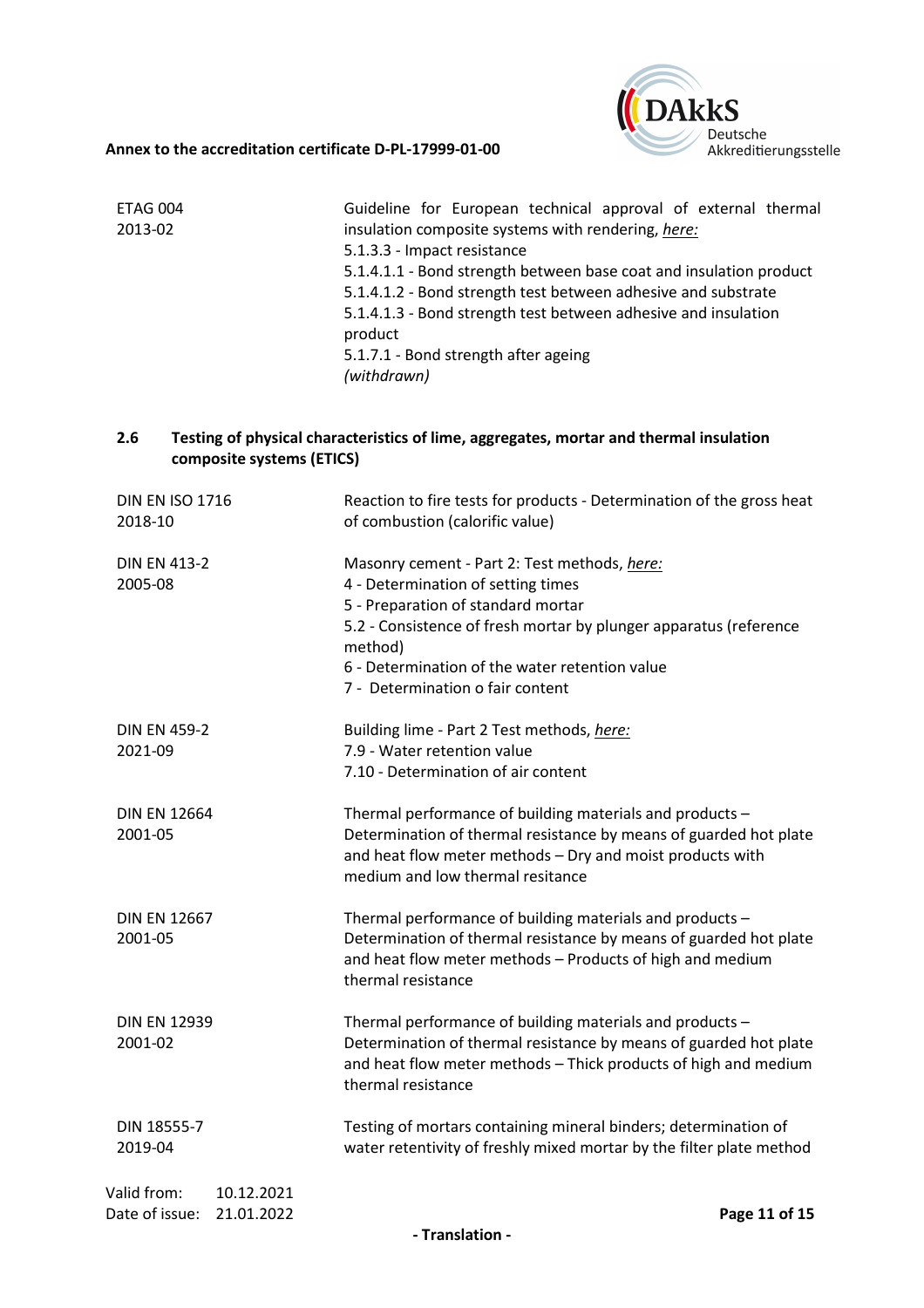| | |
|---|---|
| ETAG 004<br>2013-02 | Guideline for European technical approval of external thermal insulation composite systems with rendering, *here:*<br>5.1.3.3 - Impact resistance<br>5.1.4.1.1 - Bond strength between base coat and insulation product<br>5.1.4.1.2 - Bond strength test between adhesive and substrate<br>5.1.4.1.3 - Bond strength test between adhesive and insulation product<br>5.1.7.1 - Bond strength after ageing<br>*(withdrawn)* |

### 2.6 Testing of physical characteristics of lime, aggregates, mortar and thermal insulation composite systems (ETICS)

| | |
|---|---|
| DIN EN ISO 1716<br>2018-10 | Reaction to fire tests for products - Determination of the gross heat of combustion (calorific value) |
| DIN EN 413-2<br>2005-08 | Masonry cement - Part 2: Test methods, *here:*<br>4 - Determination of setting times<br>5 - Preparation of standard mortar<br>5.2 - Consistence of fresh mortar by plunger apparatus (reference method)<br>6 - Determination of the water retention value<br>7 - Determination o fair content |
| DIN EN 459-2<br>2021-09 | Building lime - Part 2 Test methods, *here:*<br>7.9 - Water retention value<br>7.10 - Determination of air content |
| DIN EN 12664<br>2001-05 | Thermal performance of building materials and products – Determination of thermal resistance by means of guarded hot plate and heat flow meter methods – Dry and moist products with medium and low thermal resitance |
| DIN EN 12667<br>2001-05 | Thermal performance of building materials and products – Determination of thermal resistance by means of guarded hot plate and heat flow meter methods – Products of high and medium thermal resistance |
| DIN EN 12939<br>2001-02 | Thermal performance of building materials and products – Determination of thermal resistance by means of guarded hot plate and heat flow meter methods – Thick products of high and medium thermal resistance |
| DIN 18555-7<br>2019-04 | Testing of mortars containing mineral binders; determination of water retentivity of freshly mixed mortar by the filter plate method |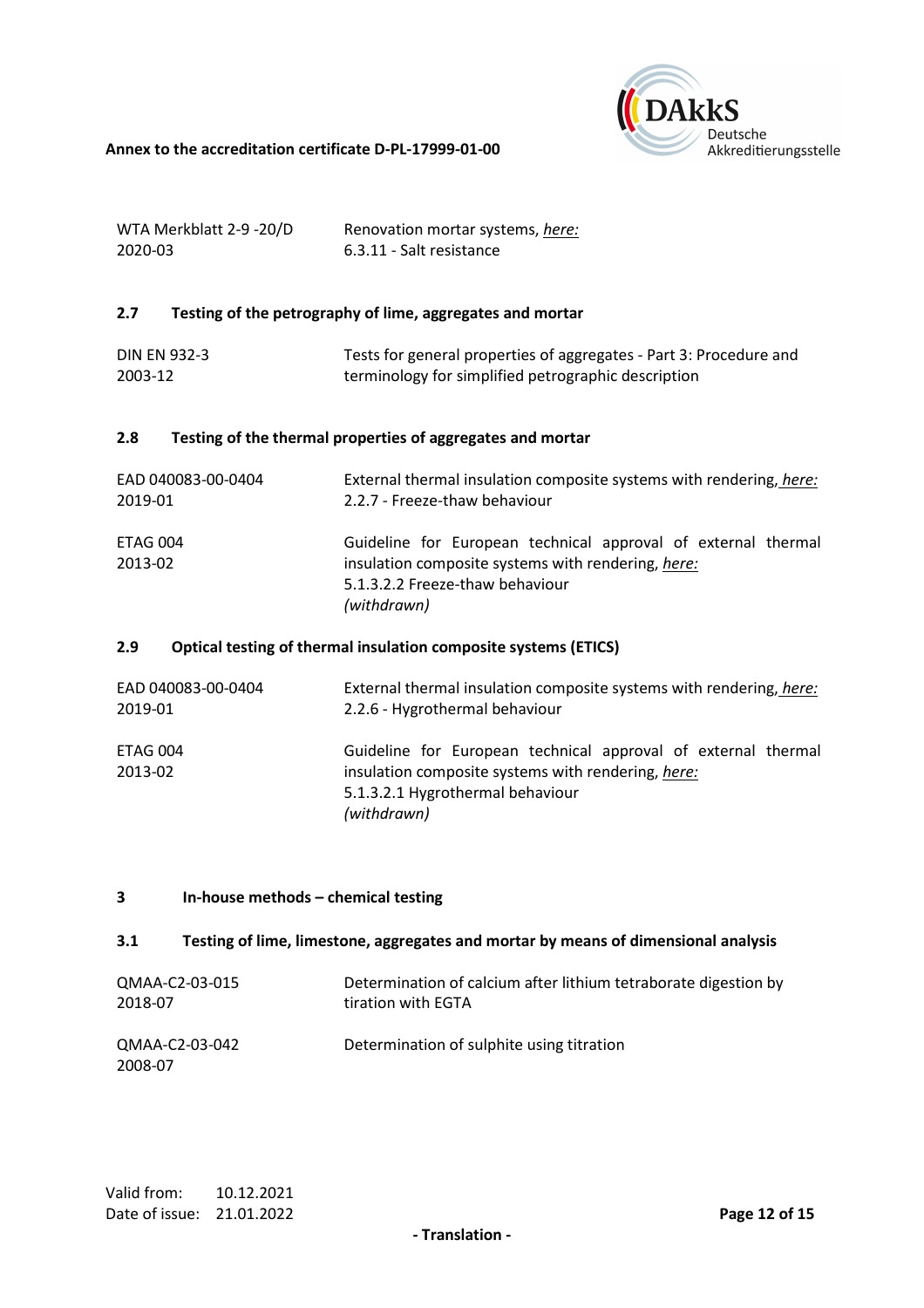| | |
|---|---|
| WTA Merkblatt 2-9 -20/D<br>2020-03 | Renovation mortar systems, ***here:***<br>6.3.11 - Salt resistance |

### 2.7 Testing of the petrography of lime, aggregates and mortar

| | |
|---|---|
| DIN EN 932-3<br>2003-12 | Tests for general properties of aggregates - Part 3: Procedure and terminology for simplified petrographic description |

### 2.8 Testing of the thermal properties of aggregates and mortar

| | |
|---|---|
| EAD 040083-00-0404<br>2019-01 | External thermal insulation composite systems with rendering, ***here:***<br>2.2.7 - Freeze-thaw behaviour |
| ETAG 004<br>2013-02 | Guideline for European technical approval of external thermal insulation composite systems with rendering, ***here:***<br>5.1.3.2.2 Freeze-thaw behaviour<br>*(withdrawn)* |

### 2.9 Optical testing of thermal insulation composite systems (ETICS)

| | |
|---|---|
| EAD 040083-00-0404<br>2019-01 | External thermal insulation composite systems with rendering, ***here:***<br>2.2.6 - Hygrothermal behaviour |
| ETAG 004<br>2013-02 | Guideline for European technical approval of external thermal insulation composite systems with rendering, ***here:***<br>5.1.3.2.1 Hygrothermal behaviour<br>*(withdrawn)* |

## 3 In-house methods – chemical testing

### 3.1 Testing of lime, limestone, aggregates and mortar by means of dimensional analysis

| | |
|---|---|
| QMAA-C2-03-015<br>2018-07 | Determination of calcium after lithium tetraborate digestion by tiration with EGTA |
| QMAA-C2-03-042<br>2008-07 | Determination of sulphite using titration |

Valid from: 10.12.2021
Date of issue: 21.01.2022

\- Translation -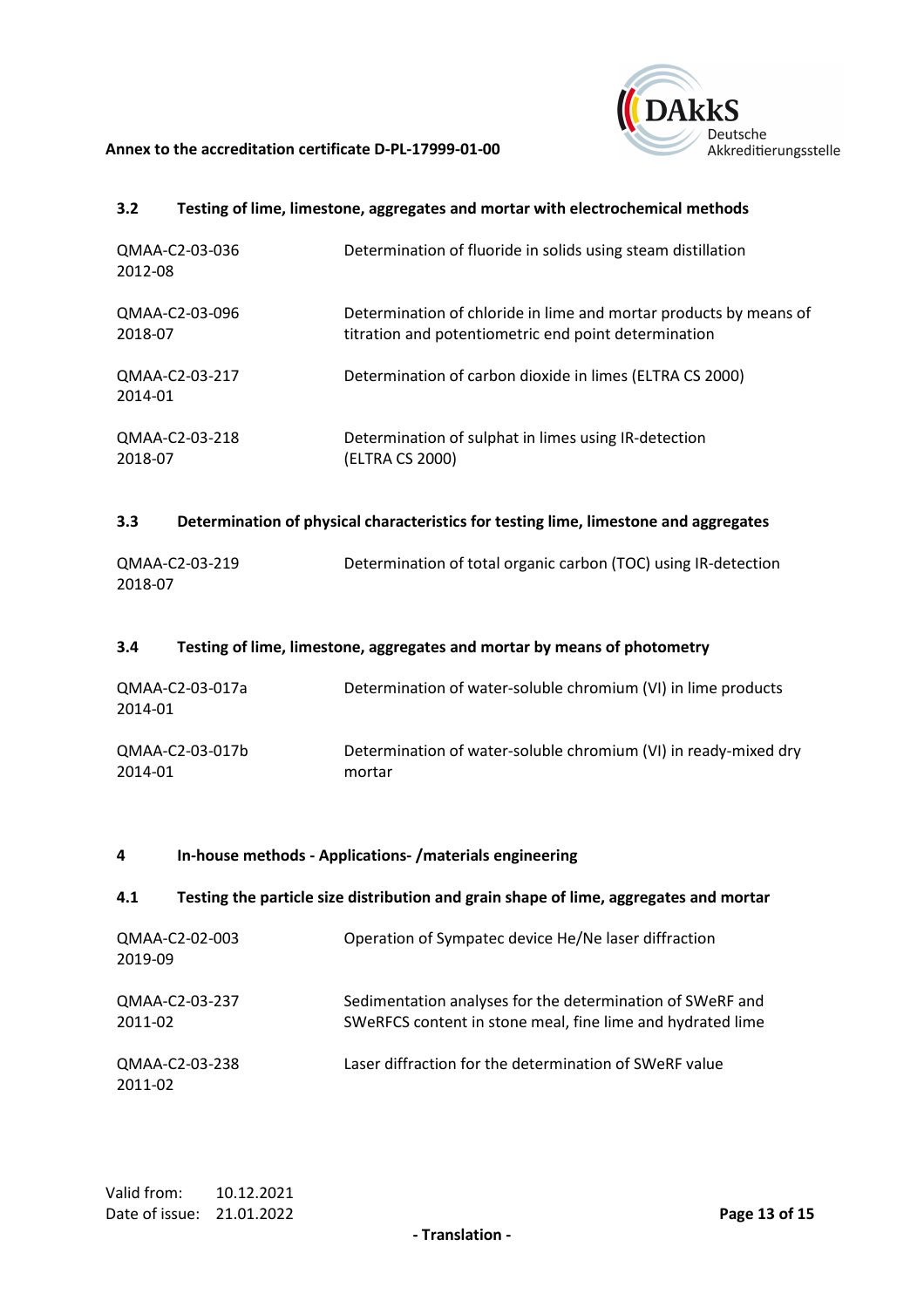### 3.2 Testing of lime, limestone, aggregates and mortar with electrochemical methods

| | |
|---|---|
| QMAA-C2-03-036 2012-08 | Determination of fluoride in solids using steam distillation |
| QMAA-C2-03-096 2018-07 | Determination of chloride in lime and mortar products by means of titration and potentiometric end point determination |
| QMAA-C2-03-217 2014-01 | Determination of carbon dioxide in limes (ELTRA CS 2000) |
| QMAA-C2-03-218 2018-07 | Determination of sulphat in limes using IR-detection (ELTRA CS 2000) |

### 3.3 Determination of physical characteristics for testing lime, limestone and aggregates

| | |
|---|---|
| QMAA-C2-03-219 2018-07 | Determination of total organic carbon (TOC) using IR-detection |

### 3.4 Testing of lime, limestone, aggregates and mortar by means of photometry

| | |
|---|---|
| QMAA-C2-03-017a 2014-01 | Determination of water-soluble chromium (VI) in lime products |
| QMAA-C2-03-017b 2014-01 | Determination of water-soluble chromium (VI) in ready-mixed dry mortar |

## 4 In-house methods - Applications- /materials engineering

### 4.1 Testing the particle size distribution and grain shape of lime, aggregates and mortar

| | |
|---|---|
| QMAA-C2-02-003 2019-09 | Operation of Sympatec device He/Ne laser diffraction |
| QMAA-C2-03-237 2011-02 | Sedimentation analyses for the determination of SWeRF and SWeRFCS content in stone meal, fine lime and hydrated lime |
| QMAA-C2-03-238 2011-02 | Laser diffraction for the determination of SWeRF value |

Valid from: 10.12.2021
Date of issue: 21.01.2022

- Translation -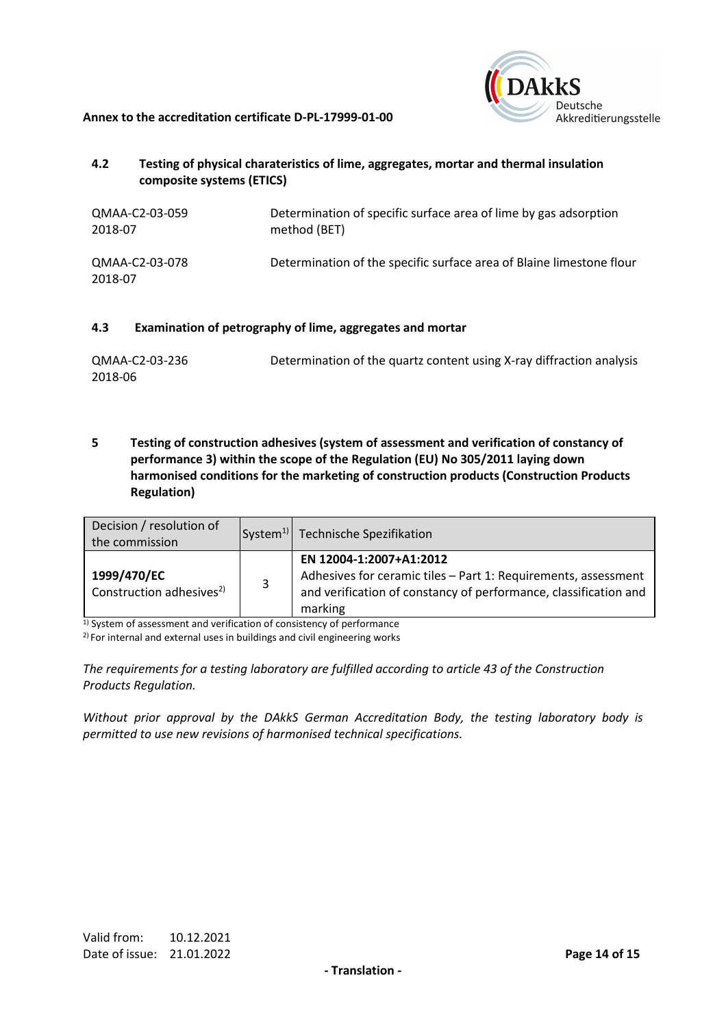### 4.2 Testing of physical charateristics of lime, aggregates, mortar and thermal insulation composite systems (ETICS)

| | |
|---|---|
| QMAA-C2-03-059 2018-07 | Determination of specific surface area of lime by gas adsorption method (BET) |
| QMAA-C2-03-078 2018-07 | Determination of the specific surface area of Blaine limestone flour |

### 4.3 Examination of petrography of lime, aggregates and mortar

| | |
|---|---|
| QMAA-C2-03-236 2018-06 | Determination of the quartz content using X-ray diffraction analysis |

## 5 Testing of construction adhesives (system of assessment and verification of constancy of performance 3) within the scope of the Regulation (EU) No 305/2011 laying down harmonised conditions for the marketing of construction products (Construction Products Regulation)

| Decision / resolution of the commission | System[1)] | Technische Spezifikation |
|---|---|---|
| **1999/470/EC** Construction adhesives[2)] | 3 | **EN 12004-1:2007+A1:2012** Adhesives for ceramic tiles – Part 1: Requirements, assessment and verification of constancy of performance, classification and marking |

[1)] System of assessment and verification of consistency of performance

[2)] For internal and external uses in buildings and civil engineering works

*The requirements for a testing laboratory are fulfilled according to article 43 of the Construction Products Regulation.*

*Without prior approval by the DAkkS German Accreditation Body, the testing laboratory body is permitted to use new revisions of harmonised technical specifications.*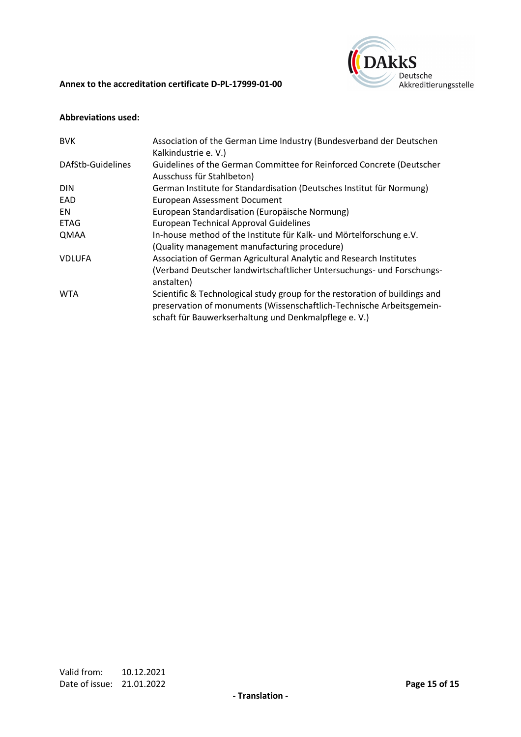**Abbreviations used:**

| | |
|---|---|
| BVK | Association of the German Lime Industry (Bundesverband der Deutschen Kalkindustrie e. V.) |
| DAfStb-Guidelines | Guidelines of the German Committee for Reinforced Concrete (Deutscher Ausschuss für Stahlbeton) |
| DIN | German Institute for Standardisation (Deutsches Institut für Normung) |
| EAD | European Assessment Document |
| EN | European Standardisation (Europäische Normung) |
| ETAG | European Technical Approval Guidelines |
| QMAA | In-house method of the Institute für Kalk- und Mörtelforschung e.V. (Quality management manufacturing procedure) |
| VDLUFA | Association of German Agricultural Analytic and Research Institutes (Verband Deutscher landwirtschaftlicher Untersuchungs- und Forschungs-anstalten) |
| WTA | Scientific & Technological study group for the restoration of buildings and preservation of monuments (Wissenschaftlich-Technische Arbeitsgemein-schaft für Bauwerkserhaltung und Denkmalpflege e. V.) |

Valid from: 10.12.2021
Date of issue: 21.01.2022

- Translation -